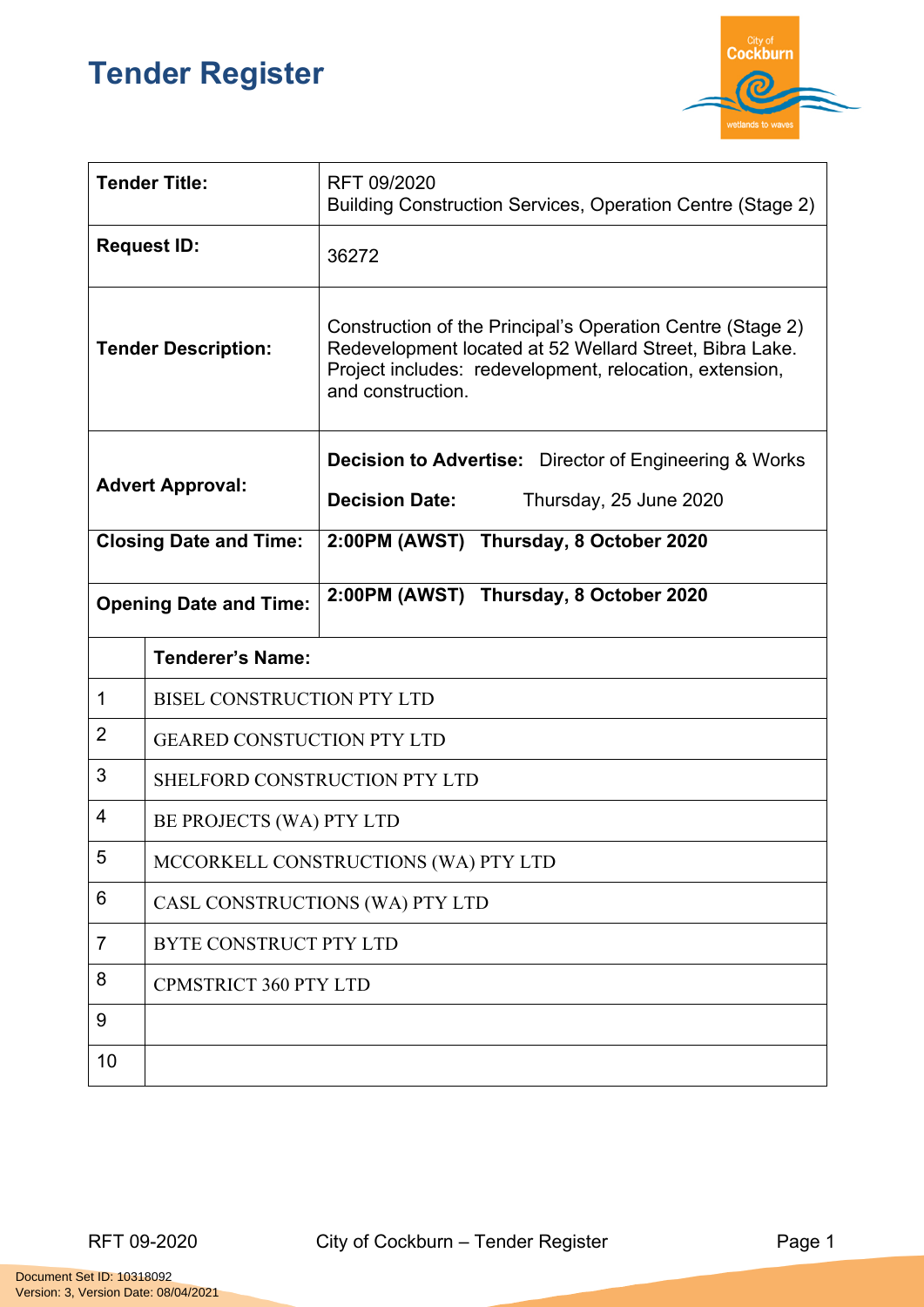# Tender Register

| | |
|---|---|
| **Tender Title:** | RFT 09/2020<br>Building Construction Services, Operation Centre (Stage 2) |
| **Request ID:** | 36272 |
| **Tender Description:** | Construction of the Principal's Operation Centre (Stage 2) Redevelopment located at 52 Wellard Street, Bibra Lake. Project includes: redevelopment, relocation, extension, and construction. |
| **Advert Approval:** | **Decision to Advertise:** Director of Engineering & Works<br>**Decision Date:** Thursday, 25 June 2020 |
| **Closing Date and Time:** | **2:00PM (AWST) Thursday, 8 October 2020** |
| **Opening Date and Time:** | **2:00PM (AWST) Thursday, 8 October 2020** |

| | **Tenderer's Name:** |
|---|---|
| 1 | BISEL CONSTRUCTION PTY LTD |
| 2 | GEARED CONSTUCTION PTY LTD |
| 3 | SHELFORD CONSTRUCTION PTY LTD |
| 4 | BE PROJECTS (WA) PTY LTD |
| 5 | MCCORKELL CONSTRUCTIONS (WA) PTY LTD |
| 6 | CASL CONSTRUCTIONS (WA) PTY LTD |
| 7 | BYTE CONSTRUCT PTY LTD |
| 8 | CPMSTRICT 360 PTY LTD |
| 9 | |
| 10 | |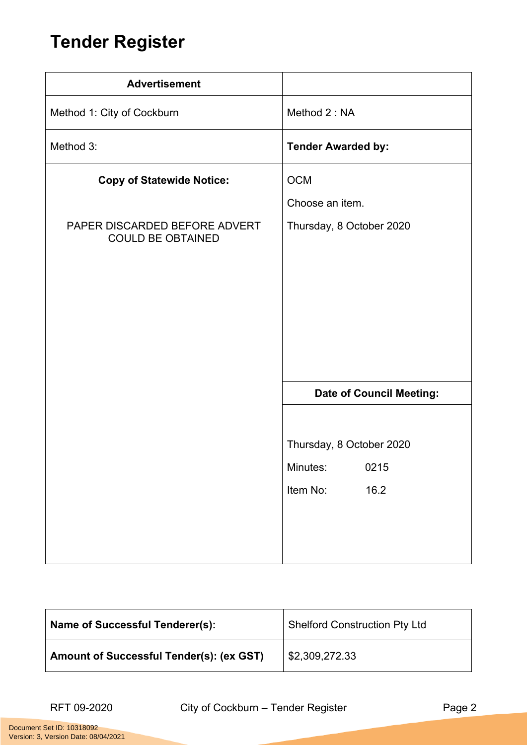# Tender Register

| Advertisement | |
| --- | --- |
| Method 1: City of Cockburn | Method 2 : NA |
| Method 3: | **Tender Awarded by:** |
| **Copy of Statewide Notice:**<br><br>PAPER DISCARDED BEFORE ADVERT COULD BE OBTAINED | OCM<br>Choose an item.<br>Thursday, 8 October 2020 |
| | **Date of Council Meeting:** |
| | Thursday, 8 October 2020<br>Minutes: 0215<br>Item No: 16.2 |

| | |
| --- | --- |
| **Name of Successful Tenderer(s):** | Shelford Construction Pty Ltd |
| **Amount of Successful Tender(s): (ex GST)** | $2,309,272.33 |

RFT 09-2020 City of Cockburn – Tender Register

Document Set ID: 10318092
Version: 3, Version Date: 08/04/2021